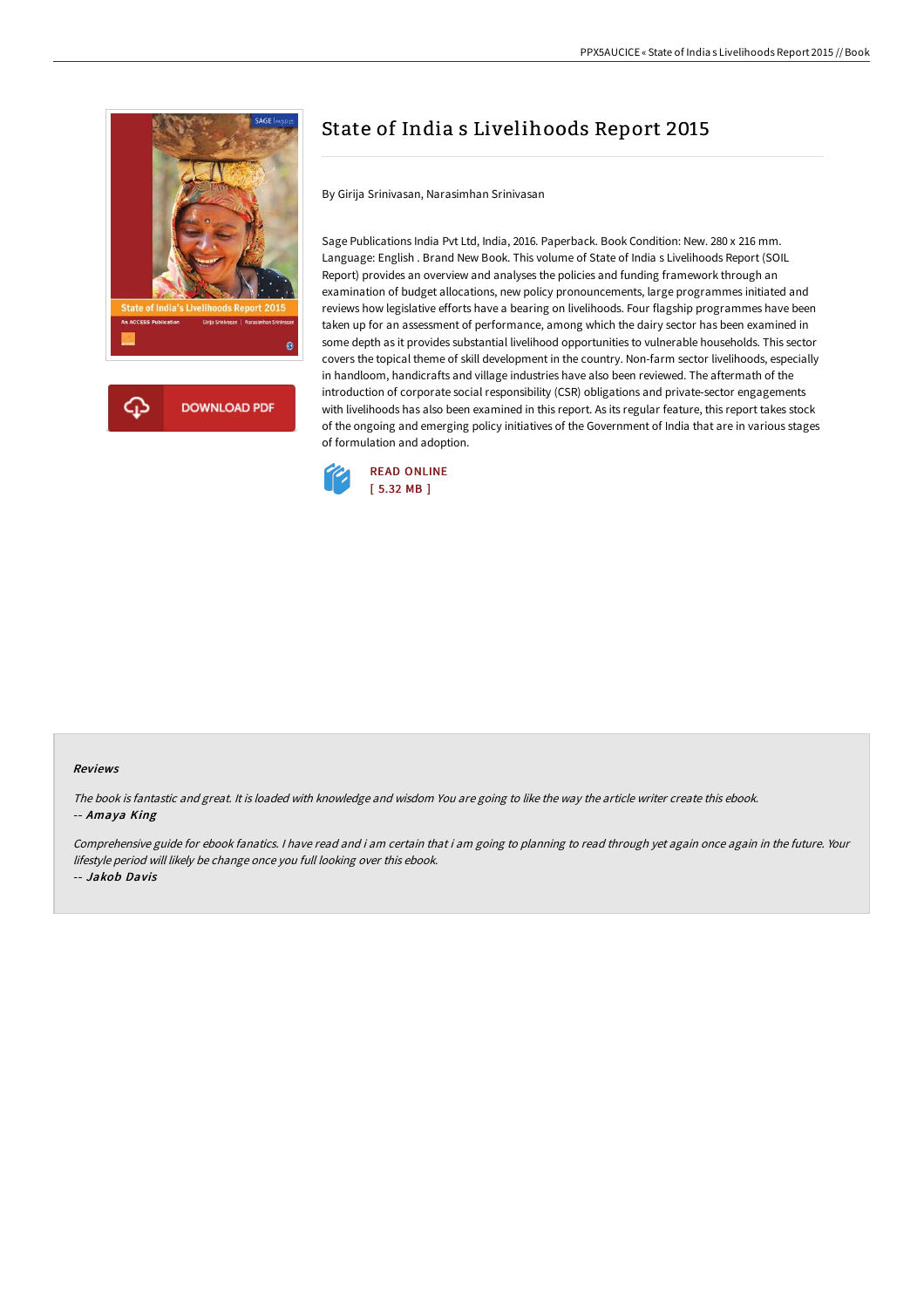# State of India s Livelihoods Report 2015

By Girija Srinivasan, Narasimhan Srinivasan

Sage Publications India Pvt Ltd, India, 2016. Paperback. Book Condition: New. 280 x 216 mm. Language: English . Brand New Book. This volume of State of India s Livelihoods Report (SOIL Report) provides an overview and analyses the policies and funding framework through an examination of budget allocations, new policy pronouncements, large programmes initiated and reviews how legislative efforts have a bearing on livelihoods. Four flagship programmes have been taken up for an assessment of performance, among which the dairy sector has been examined in some depth as it provides substantial livelihood opportunities to vulnerable households. This sector covers the topical theme of skill development in the country. Non-farm sector livelihoods, especially in handloom, handicrafts and village industries have also been reviewed. The aftermath of the introduction of corporate social responsibility (CSR) obligations and private-sector engagements with livelihoods has also been examined in this report. As its regular feature, this report takes stock of the ongoing and emerging policy initiatives of the Government of India that are in various stages of formulation and adoption.

DOWNLOAD PDF

READ ONLINE
[ 5.32 MB ]

### Reviews

*The book is fantastic and great. It is loaded with knowledge and wisdom You are going to like the way the article writer create this ebook.*
-- ***Amaya King***

*Comprehensive guide for ebook fanatics. I have read and i am certain that i am going to planning to read through yet again once again in the future. Your lifestyle period will likely be change once you full looking over this ebook.*
-- ***Jakob Davis***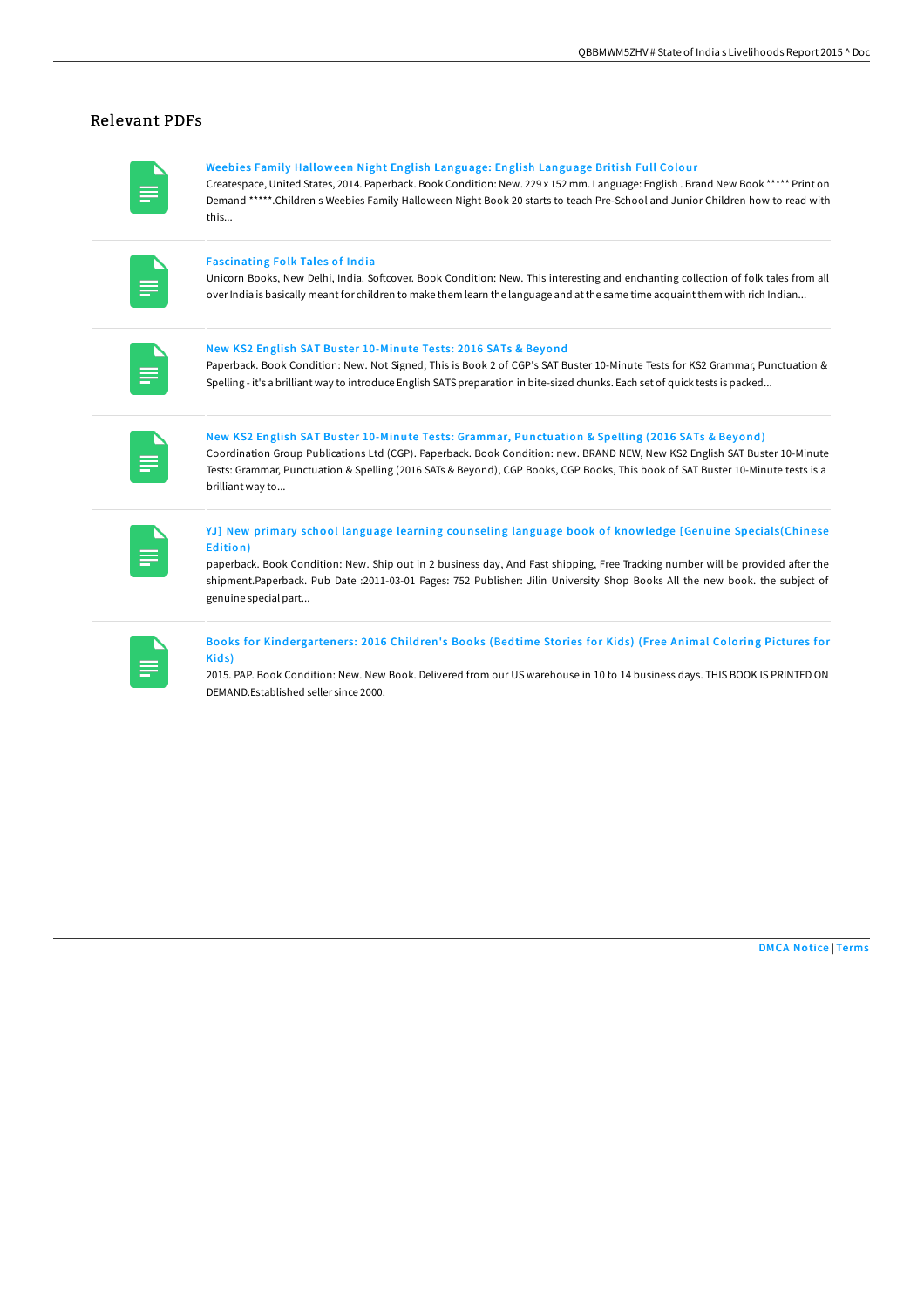## Relevant PDFs

### Weebies Family Halloween Night English Language: English Language British Full Colour

Createspace, United States, 2014. Paperback. Book Condition: New. 229 x 152 mm. Language: English . Brand New Book ***** Print on Demand *****.Children s Weebies Family Halloween Night Book 20 starts to teach Pre-School and Junior Children how to read with this...

### Fascinating Folk Tales of India

Unicorn Books, New Delhi, India. Softcover. Book Condition: New. This interesting and enchanting collection of folk tales from all over India is basically meant for children to make them learn the language and at the same time acquaint them with rich Indian...

### New KS2 English SAT Buster 10-Minute Tests: 2016 SATs & Beyond

Paperback. Book Condition: New. Not Signed; This is Book 2 of CGP's SAT Buster 10-Minute Tests for KS2 Grammar, Punctuation & Spelling - it's a brilliant way to introduce English SATS preparation in bite-sized chunks. Each set of quick tests is packed...

### New KS2 English SAT Buster 10-Minute Tests: Grammar, Punctuation & Spelling (2016 SATs & Beyond)

Coordination Group Publications Ltd (CGP). Paperback. Book Condition: new. BRAND NEW, New KS2 English SAT Buster 10-Minute Tests: Grammar, Punctuation & Spelling (2016 SATs & Beyond), CGP Books, CGP Books, This book of SAT Buster 10-Minute tests is a brilliant way to...

### YJ] New primary school language learning counseling language book of knowledge [Genuine Specials(Chinese Edition)

paperback. Book Condition: New. Ship out in 2 business day, And Fast shipping, Free Tracking number will be provided after the shipment.Paperback. Pub Date :2011-03-01 Pages: 752 Publisher: Jilin University Shop Books All the new book. the subject of genuine special part...

### Books for Kindergarteners: 2016 Children's Books (Bedtime Stories for Kids) (Free Animal Coloring Pictures for Kids)

2015. PAP. Book Condition: New. New Book. Delivered from our US warehouse in 10 to 14 business days. THIS BOOK IS PRINTED ON DEMAND.Established seller since 2000.

DMCA Notice | Terms